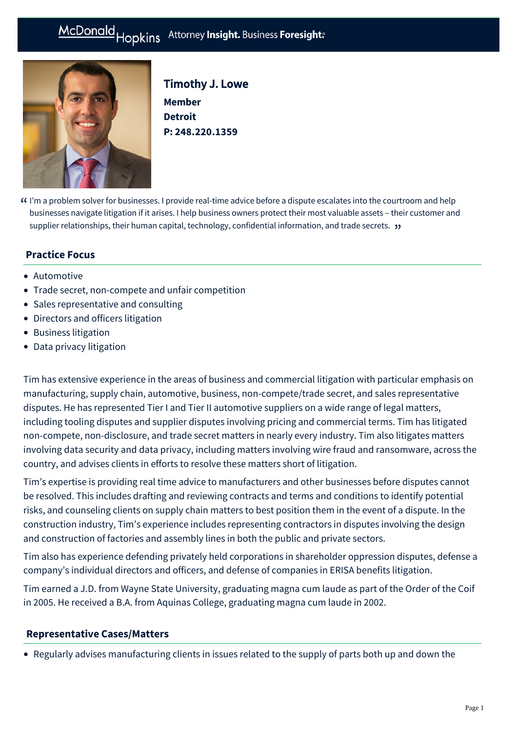McDonald Hopkins Attorney **Insight.** Business **Foresight.**

# Timothy J. Lowe

**Member**
**Detroit**
**P: 248.220.1359**

> I'm a problem solver for businesses. I provide real-time advice before a dispute escalates into the courtroom and help businesses navigate litigation if it arises. I help business owners protect their most valuable assets – their customer and supplier relationships, their human capital, technology, confidential information, and trade secrets.

## Practice Focus

- Automotive
- Trade secret, non-compete and unfair competition
- Sales representative and consulting
- Directors and officers litigation
- Business litigation
- Data privacy litigation

Tim has extensive experience in the areas of business and commercial litigation with particular emphasis on manufacturing, supply chain, automotive, business, non-compete/trade secret, and sales representative disputes. He has represented Tier I and Tier II automotive suppliers on a wide range of legal matters, including tooling disputes and supplier disputes involving pricing and commercial terms. Tim has litigated non-compete, non-disclosure, and trade secret matters in nearly every industry. Tim also litigates matters involving data security and data privacy, including matters involving wire fraud and ransomware, across the country, and advises clients in efforts to resolve these matters short of litigation.

Tim's expertise is providing real time advice to manufacturers and other businesses before disputes cannot be resolved. This includes drafting and reviewing contracts and terms and conditions to identify potential risks, and counseling clients on supply chain matters to best position them in the event of a dispute. In the construction industry, Tim's experience includes representing contractors in disputes involving the design and construction of factories and assembly lines in both the public and private sectors.

Tim also has experience defending privately held corporations in shareholder oppression disputes, defense a company's individual directors and officers, and defense of companies in ERISA benefits litigation.

Tim earned a J.D. from Wayne State University, graduating magna cum laude as part of the Order of the Coif in 2005. He received a B.A. from Aquinas College, graduating magna cum laude in 2002.

## Representative Cases/Matters

- Regularly advises manufacturing clients in issues related to the supply of parts both up and down the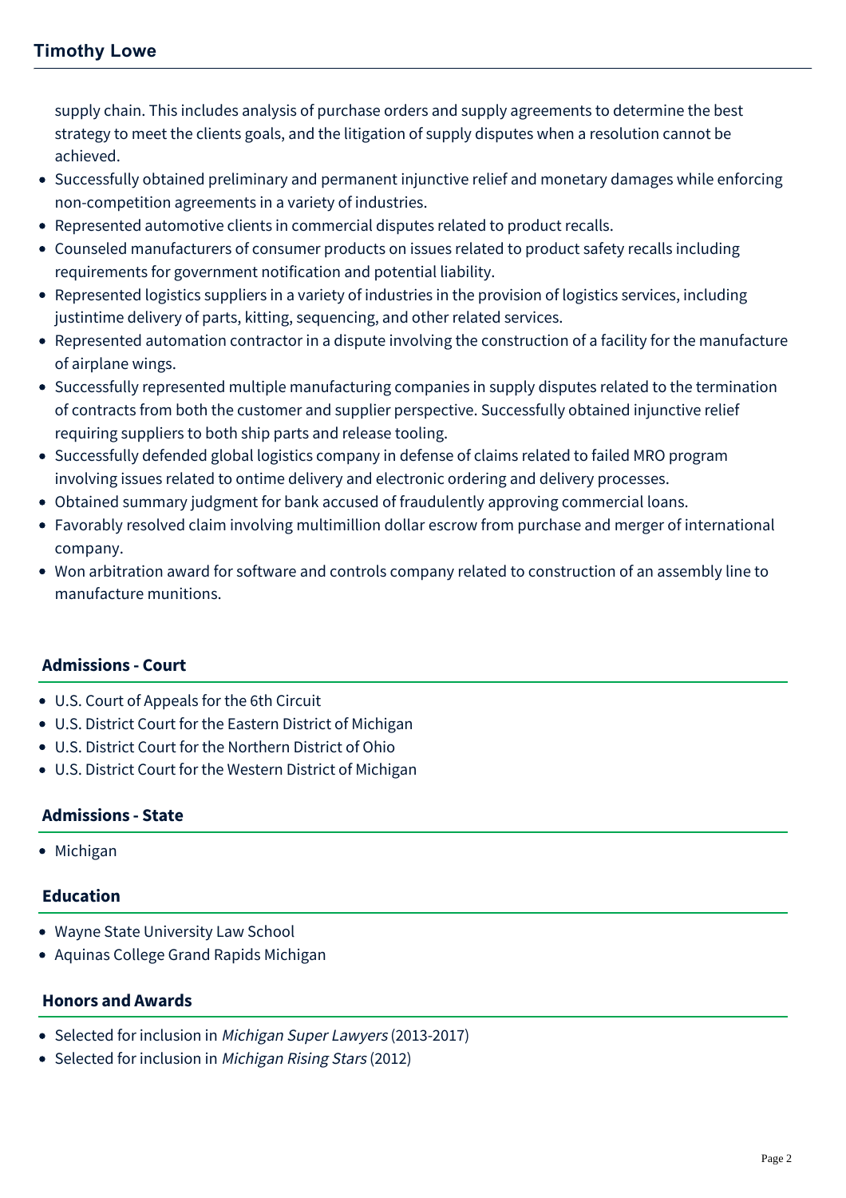supply chain. This includes analysis of purchase orders and supply agreements to determine the best strategy to meet the clients goals, and the litigation of supply disputes when a resolution cannot be achieved.

- Successfully obtained preliminary and permanent injunctive relief and monetary damages while enforcing non-competition agreements in a variety of industries.
- Represented automotive clients in commercial disputes related to product recalls.
- Counseled manufacturers of consumer products on issues related to product safety recalls including requirements for government notification and potential liability.
- Represented logistics suppliers in a variety of industries in the provision of logistics services, including justintime delivery of parts, kitting, sequencing, and other related services.
- Represented automation contractor in a dispute involving the construction of a facility for the manufacture of airplane wings.
- Successfully represented multiple manufacturing companies in supply disputes related to the termination of contracts from both the customer and supplier perspective. Successfully obtained injunctive relief requiring suppliers to both ship parts and release tooling.
- Successfully defended global logistics company in defense of claims related to failed MRO program involving issues related to ontime delivery and electronic ordering and delivery processes.
- Obtained summary judgment for bank accused of fraudulently approving commercial loans.
- Favorably resolved claim involving multimillion dollar escrow from purchase and merger of international company.
- Won arbitration award for software and controls company related to construction of an assembly line to manufacture munitions.

## Admissions - Court

- U.S. Court of Appeals for the 6th Circuit
- U.S. District Court for the Eastern District of Michigan
- U.S. District Court for the Northern District of Ohio
- U.S. District Court for the Western District of Michigan

## Admissions - State

- Michigan

## Education

- Wayne State University Law School
- Aquinas College Grand Rapids Michigan

## Honors and Awards

- Selected for inclusion in *Michigan Super Lawyers* (2013-2017)
- Selected for inclusion in *Michigan Rising Stars* (2012)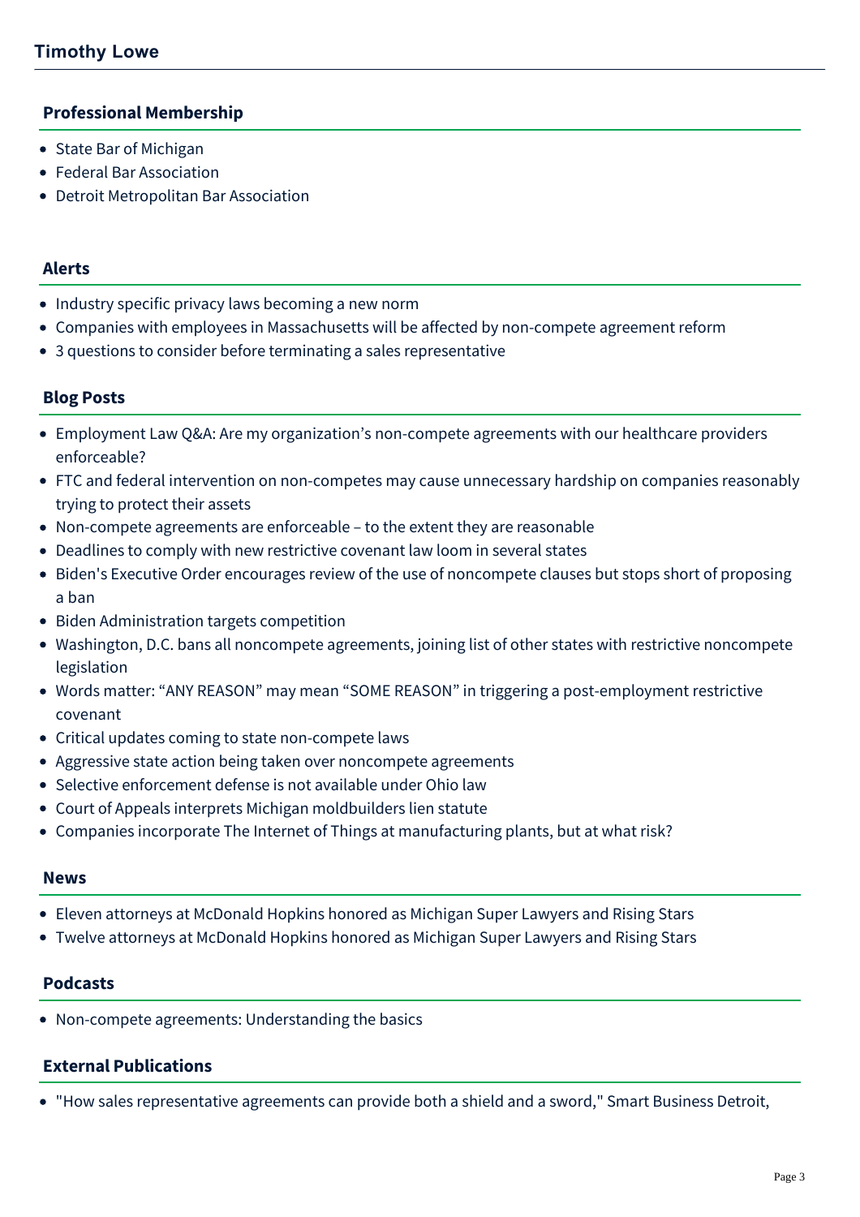## Professional Membership

- State Bar of Michigan
- Federal Bar Association
- Detroit Metropolitan Bar Association

## Alerts

- Industry specific privacy laws becoming a new norm
- Companies with employees in Massachusetts will be affected by non-compete agreement reform
- 3 questions to consider before terminating a sales representative

## Blog Posts

- Employment Law Q&A: Are my organization's non-compete agreements with our healthcare providers enforceable?
- FTC and federal intervention on non-competes may cause unnecessary hardship on companies reasonably trying to protect their assets
- Non-compete agreements are enforceable – to the extent they are reasonable
- Deadlines to comply with new restrictive covenant law loom in several states
- Biden's Executive Order encourages review of the use of noncompete clauses but stops short of proposing a ban
- Biden Administration targets competition
- Washington, D.C. bans all noncompete agreements, joining list of other states with restrictive noncompete legislation
- Words matter: "ANY REASON" may mean "SOME REASON" in triggering a post-employment restrictive covenant
- Critical updates coming to state non-compete laws
- Aggressive state action being taken over noncompete agreements
- Selective enforcement defense is not available under Ohio law
- Court of Appeals interprets Michigan moldbuilders lien statute
- Companies incorporate The Internet of Things at manufacturing plants, but at what risk?

## News

- Eleven attorneys at McDonald Hopkins honored as Michigan Super Lawyers and Rising Stars
- Twelve attorneys at McDonald Hopkins honored as Michigan Super Lawyers and Rising Stars

## Podcasts

- Non-compete agreements: Understanding the basics

## External Publications

- "How sales representative agreements can provide both a shield and a sword," Smart Business Detroit,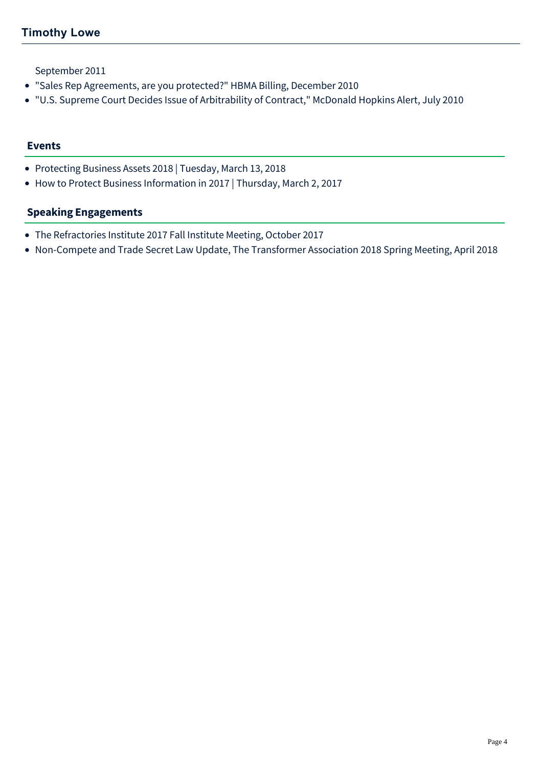September 2011

- "Sales Rep Agreements, are you protected?" HBMA Billing, December 2010
- "U.S. Supreme Court Decides Issue of Arbitrability of Contract," McDonald Hopkins Alert, July 2010

## Events

- Protecting Business Assets 2018 | Tuesday, March 13, 2018
- How to Protect Business Information in 2017 | Thursday, March 2, 2017

## Speaking Engagements

- The Refractories Institute 2017 Fall Institute Meeting, October 2017
- Non-Compete and Trade Secret Law Update, The Transformer Association 2018 Spring Meeting, April 2018